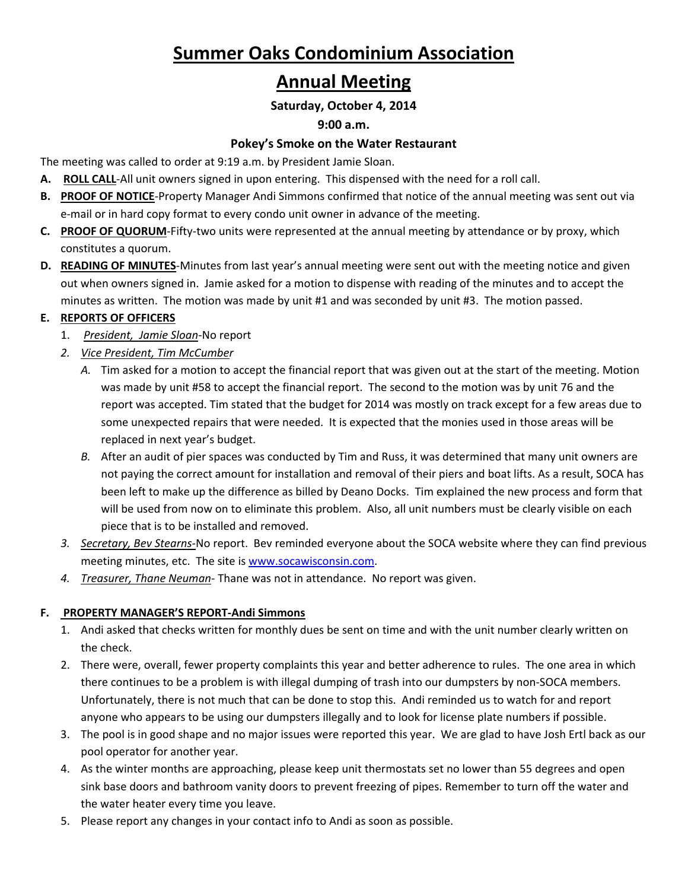# Summer Oaks Condominium Association

# Annual Meeting

**Saturday, October 4, 2014**

**9:00 a.m.**

**Pokey's Smoke on the Water Restaurant**

The meeting was called to order at 9:19 a.m. by President Jamie Sloan.

**A. ROLL CALL**-All unit owners signed in upon entering. This dispensed with the need for a roll call.

**B. PROOF OF NOTICE**-Property Manager Andi Simmons confirmed that notice of the annual meeting was sent out via e-mail or in hard copy format to every condo unit owner in advance of the meeting.

**C. PROOF OF QUORUM**-Fifty-two units were represented at the annual meeting by attendance or by proxy, which constitutes a quorum.

**D. READING OF MINUTES**-Minutes from last year's annual meeting were sent out with the meeting notice and given out when owners signed in. Jamie asked for a motion to dispense with reading of the minutes and to accept the minutes as written. The motion was made by unit #1 and was seconded by unit #3. The motion passed.

**E. REPORTS OF OFFICERS**

1. *President, Jamie Sloan*-No report
2. *Vice President, Tim McCumber*
   - A. Tim asked for a motion to accept the financial report that was given out at the start of the meeting. Motion was made by unit #58 to accept the financial report. The second to the motion was by unit 76 and the report was accepted. Tim stated that the budget for 2014 was mostly on track except for a few areas due to some unexpected repairs that were needed. It is expected that the monies used in those areas will be replaced in next year's budget.
   - B. After an audit of pier spaces was conducted by Tim and Russ, it was determined that many unit owners are not paying the correct amount for installation and removal of their piers and boat lifts. As a result, SOCA has been left to make up the difference as billed by Deano Docks. Tim explained the new process and form that will be used from now on to eliminate this problem. Also, all unit numbers must be clearly visible on each piece that is to be installed and removed.
3. *Secretary, Bev Stearns*-No report. Bev reminded everyone about the SOCA website where they can find previous meeting minutes, etc. The site is www.socawisconsin.com.
4. *Treasurer, Thane Neuman*- Thane was not in attendance. No report was given.

**F. PROPERTY MANAGER'S REPORT-Andi Simmons**

1. Andi asked that checks written for monthly dues be sent on time and with the unit number clearly written on the check.
2. There were, overall, fewer property complaints this year and better adherence to rules. The one area in which there continues to be a problem is with illegal dumping of trash into our dumpsters by non-SOCA members. Unfortunately, there is not much that can be done to stop this. Andi reminded us to watch for and report anyone who appears to be using our dumpsters illegally and to look for license plate numbers if possible.
3. The pool is in good shape and no major issues were reported this year. We are glad to have Josh Ertl back as our pool operator for another year.
4. As the winter months are approaching, please keep unit thermostats set no lower than 55 degrees and open sink base doors and bathroom vanity doors to prevent freezing of pipes. Remember to turn off the water and the water heater every time you leave.
5. Please report any changes in your contact info to Andi as soon as possible.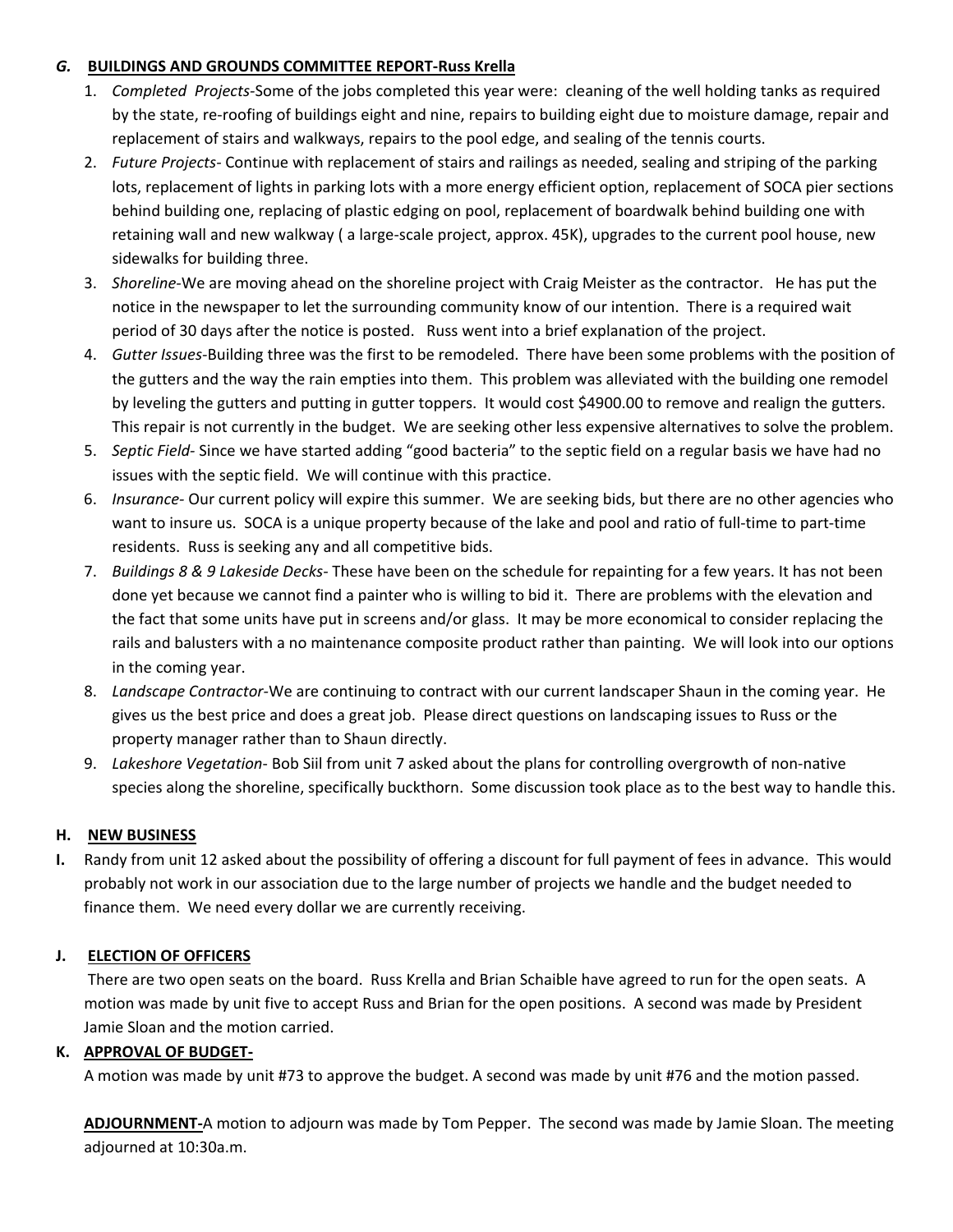### *G.* BUILDINGS AND GROUNDS COMMITTEE REPORT-Russ Krella

1. *Completed Projects*-Some of the jobs completed this year were: cleaning of the well holding tanks as required by the state, re-roofing of buildings eight and nine, repairs to building eight due to moisture damage, repair and replacement of stairs and walkways, repairs to the pool edge, and sealing of the tennis courts.
2. *Future Projects*- Continue with replacement of stairs and railings as needed, sealing and striping of the parking lots, replacement of lights in parking lots with a more energy efficient option, replacement of SOCA pier sections behind building one, replacing of plastic edging on pool, replacement of boardwalk behind building one with retaining wall and new walkway ( a large-scale project, approx. 45K), upgrades to the current pool house, new sidewalks for building three.
3. *Shoreline*-We are moving ahead on the shoreline project with Craig Meister as the contractor. He has put the notice in the newspaper to let the surrounding community know of our intention. There is a required wait period of 30 days after the notice is posted. Russ went into a brief explanation of the project.
4. *Gutter Issues*-Building three was the first to be remodeled. There have been some problems with the position of the gutters and the way the rain empties into them. This problem was alleviated with the building one remodel by leveling the gutters and putting in gutter toppers. It would cost $4900.00 to remove and realign the gutters. This repair is not currently in the budget. We are seeking other less expensive alternatives to solve the problem.
5. *Septic Field*- Since we have started adding "good bacteria" to the septic field on a regular basis we have had no issues with the septic field. We will continue with this practice.
6. *Insurance*- Our current policy will expire this summer. We are seeking bids, but there are no other agencies who want to insure us. SOCA is a unique property because of the lake and pool and ratio of full-time to part-time residents. Russ is seeking any and all competitive bids.
7. *Buildings 8 & 9 Lakeside Decks*- These have been on the schedule for repainting for a few years. It has not been done yet because we cannot find a painter who is willing to bid it. There are problems with the elevation and the fact that some units have put in screens and/or glass. It may be more economical to consider replacing the rails and balusters with a no maintenance composite product rather than painting. We will look into our options in the coming year.
8. *Landscape Contractor*-We are continuing to contract with our current landscaper Shaun in the coming year. He gives us the best price and does a great job. Please direct questions on landscaping issues to Russ or the property manager rather than to Shaun directly.
9. *Lakeshore Vegetation*- Bob Siil from unit 7 asked about the plans for controlling overgrowth of non-native species along the shoreline, specifically buckthorn. Some discussion took place as to the best way to handle this.

### H. NEW BUSINESS

**I.** Randy from unit 12 asked about the possibility of offering a discount for full payment of fees in advance. This would probably not work in our association due to the large number of projects we handle and the budget needed to finance them. We need every dollar we are currently receiving.

### J. ELECTION OF OFFICERS

There are two open seats on the board. Russ Krella and Brian Schaible have agreed to run for the open seats. A motion was made by unit five to accept Russ and Brian for the open positions. A second was made by President Jamie Sloan and the motion carried.

### K. APPROVAL OF BUDGET-

A motion was made by unit #73 to approve the budget. A second was made by unit #76 and the motion passed.

**ADJOURNMENT-**A motion to adjourn was made by Tom Pepper. The second was made by Jamie Sloan. The meeting adjourned at 10:30a.m.